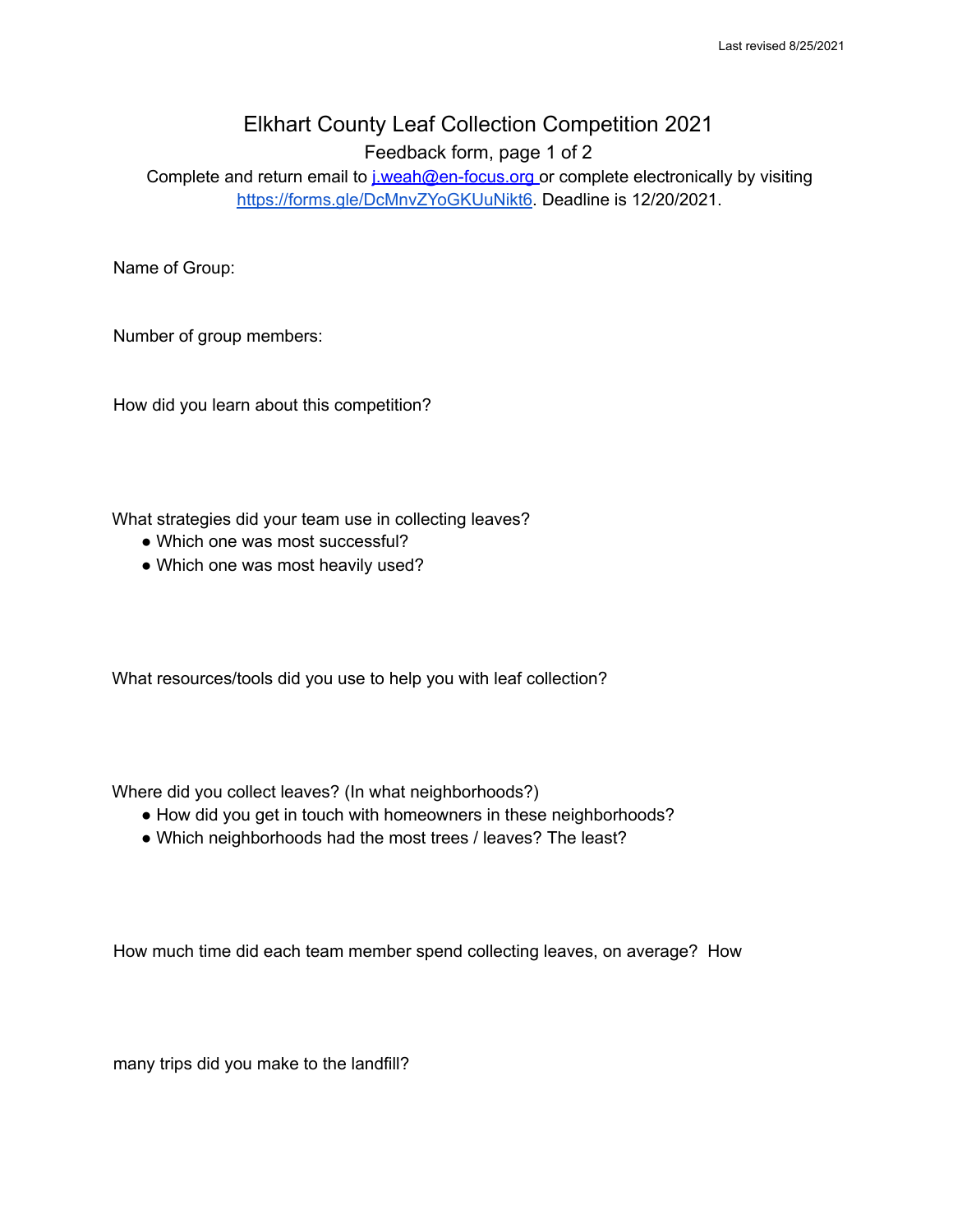# Elkhart County Leaf Collection Competition 2021

Feedback form, page 1 of 2

Complete and return email to [j.weah@en-focus.org](mailto:j.weah@en-focus.org) or complete electronically by visiting [https://forms.gle/DcMnvZYoGKUuNikt6](https://forms.gle/DcMnvZYoGKUuNikt6). Deadline is 12/20/2021.

Name of Group:

Number of group members:

How did you learn about this competition?

What strategies did your team use in collecting leaves?

- Which one was most successful?
- Which one was most heavily used?

What resources/tools did you use to help you with leaf collection?

Where did you collect leaves? (In what neighborhoods?)

- How did you get in touch with homeowners in these neighborhoods?
- Which neighborhoods had the most trees / leaves? The least?

How much time did each team member spend collecting leaves, on average? How

many trips did you make to the landfill?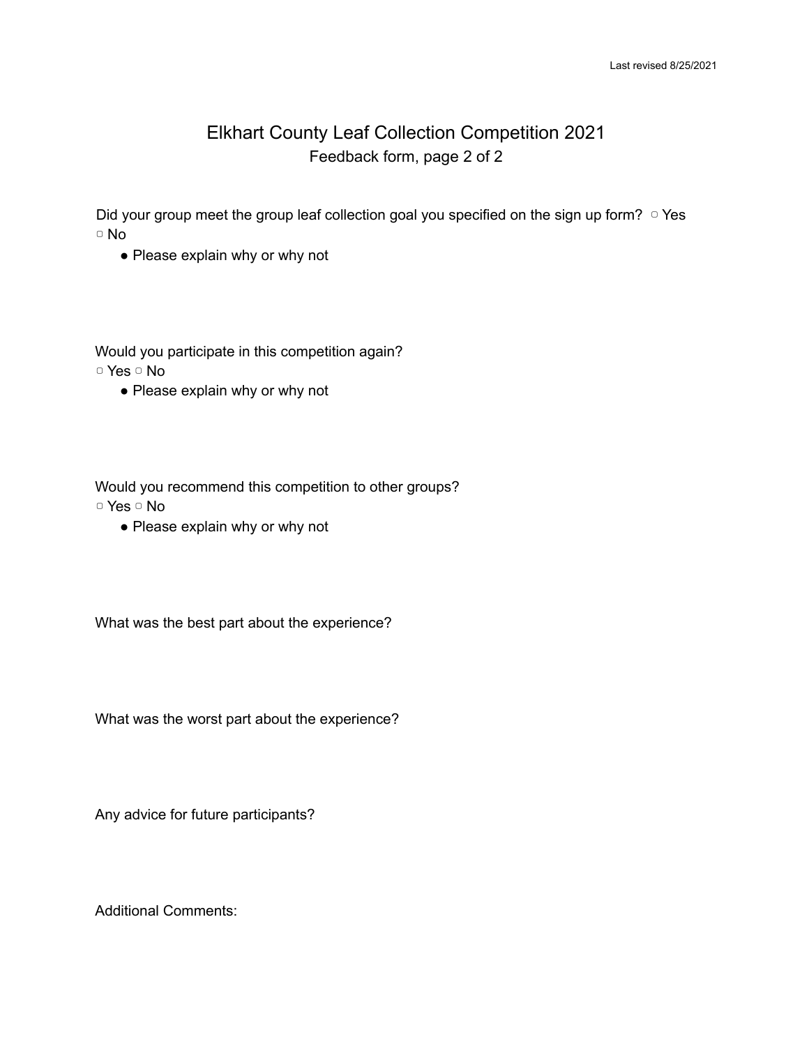Last revised 8/25/2021

# Elkhart County Leaf Collection Competition 2021

## Feedback form, page 2 of 2

Did your group meet the group leaf collection goal you specified on the sign up form? ▢ Yes ▢ No

- Please explain why or why not

Would you participate in this competition again?
▢ Yes ▢ No

- Please explain why or why not

Would you recommend this competition to other groups?
▢ Yes ▢ No

- Please explain why or why not

What was the best part about the experience?

What was the worst part about the experience?

Any advice for future participants?

Additional Comments: